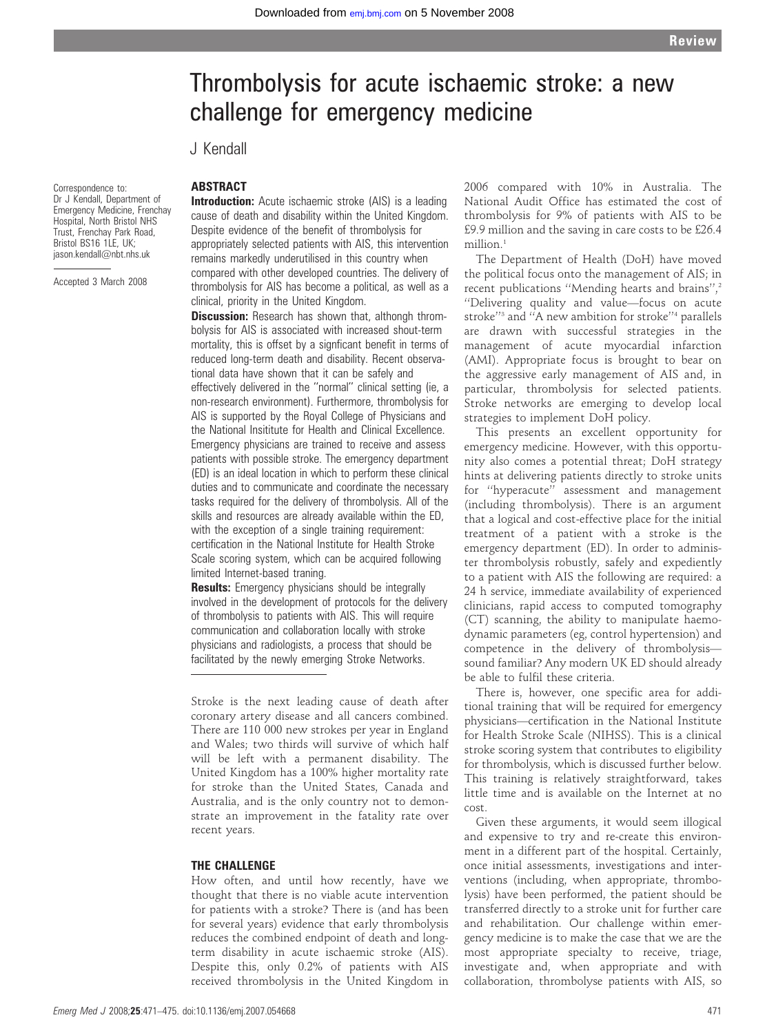# Thrombolysis for acute ischaemic stroke: a new challenge for emergency medicine

J Kendall

Correspondence to: Dr J Kendall, Department of Emergency Medicine, Frenchay Hospital, North Bristol NHS Trust, Frenchay Park Road, Bristol BS16 1LE, UK; jason.kendall@nbt.nhs.uk

Accepted 3 March 2008

## ABSTRACT

**Introduction:** Acute ischaemic stroke (AIS) is a leading cause of death and disability within the United Kingdom. Despite evidence of the benefit of thrombolysis for appropriately selected patients with AIS, this intervention remains markedly underutilised in this country when compared with other developed countries. The delivery of thrombolysis for AIS has become a political, as well as a clinical, priority in the United Kingdom.

**Discussion:** Research has shown that, although thrombolysis for AIS is associated with increased shout-term mortality, this is offset by a signficant benefit in terms of reduced long-term death and disability. Recent observational data have shown that it can be safely and effectively delivered in the "normal" clinical setting (ie, a non-research environment). Furthermore, thrombolysis for AIS is supported by the Royal College of Physicians and the National Insititute for Health and Clinical Excellence. Emergency physicians are trained to receive and assess patients with possible stroke. The emergency department (ED) is an ideal location in which to perform these clinical duties and to communicate and coordinate the necessary tasks required for the delivery of thrombolysis. All of the skills and resources are already available within the ED, with the exception of a single training requirement: certification in the National Institute for Health Stroke Scale scoring system, which can be acquired following limited Internet-based traning.

**Results:** Emergency physicians should be integrally involved in the development of protocols for the delivery of thrombolysis to patients with AIS. This will require communication and collaboration locally with stroke physicians and radiologists, a process that should be facilitated by the newly emerging Stroke Networks.

Stroke is the next leading cause of death after coronary artery disease and all cancers combined. There are 110 000 new strokes per year in England and Wales; two thirds will survive of which half will be left with a permanent disability. The United Kingdom has a 100% higher mortality rate for stroke than the United States, Canada and Australia, and is the only country not to demonstrate an improvement in the fatality rate over recent years.

## THE CHALLENGE

How often, and until how recently, have we thought that there is no viable acute intervention for patients with a stroke? There is (and has been for several years) evidence that early thrombolysis reduces the combined endpoint of death and long-term disability in acute ischaemic stroke (AIS). Despite this, only 0.2% of patients with AIS received thrombolysis in the United Kingdom in 2006 compared with 10% in Australia. The National Audit Office has estimated the cost of thrombolysis for 9% of patients with AIS to be £9.9 million and the saving in care costs to be £26.4 million.[1]

The Department of Health (DoH) have moved the political focus onto the management of AIS; in recent publications "Mending hearts and brains",[2] "Delivering quality and value—focus on acute stroke"[3] and "A new ambition for stroke"[4] parallels are drawn with successful strategies in the management of acute myocardial infarction (AMI). Appropriate focus is brought to bear on the aggressive early management of AIS and, in particular, thrombolysis for selected patients. Stroke networks are emerging to develop local strategies to implement DoH policy.

This presents an excellent opportunity for emergency medicine. However, with this opportunity also comes a potential threat; DoH strategy hints at delivering patients directly to stroke units for "hyperacute" assessment and management (including thrombolysis). There is an argument that a logical and cost-effective place for the initial treatment of a patient with a stroke is the emergency department (ED). In order to administer thrombolysis robustly, safely and expediently to a patient with AIS the following are required: a 24 h service, immediate availability of experienced clinicians, rapid access to computed tomography (CT) scanning, the ability to manipulate haemodynamic parameters (eg, control hypertension) and competence in the delivery of thrombolysis—sound familiar? Any modern UK ED should already be able to fulfil these criteria.

There is, however, one specific area for additional training that will be required for emergency physicians—certification in the National Institute for Health Stroke Scale (NIHSS). This is a clinical stroke scoring system that contributes to eligibility for thrombolysis, which is discussed further below. This training is relatively straightforward, takes little time and is available on the Internet at no cost.

Given these arguments, it would seem illogical and expensive to try and re-create this environment in a different part of the hospital. Certainly, once initial assessments, investigations and interventions (including, when appropriate, thrombolysis) have been performed, the patient should be transferred directly to a stroke unit for further care and rehabilitation. Our challenge within emergency medicine is to make the case that we are the most appropriate specialty to receive, triage, investigate and, when appropriate and with collaboration, thrombolyse patients with AIS, so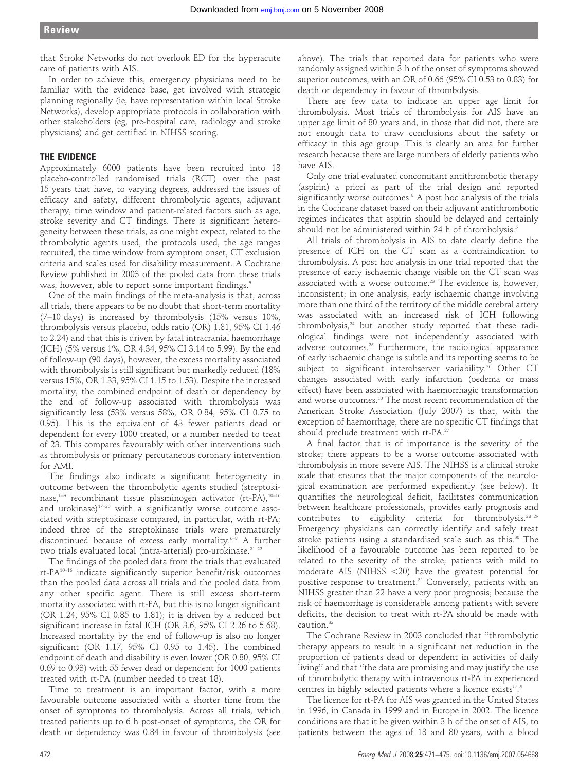that Stroke Networks do not overlook ED for the hyperacute care of patients with AIS.

In order to achieve this, emergency physicians need to be familiar with the evidence base, get involved with strategic planning regionally (ie, have representation within local Stroke Networks), develop appropriate protocols in collaboration with other stakeholders (eg, pre-hospital care, radiology and stroke physicians) and get certified in NIHSS scoring.

## THE EVIDENCE

Approximately 6000 patients have been recruited into 18 placebo-controlled randomised trials (RCT) over the past 15 years that have, to varying degrees, addressed the issues of efficacy and safety, different thrombolytic agents, adjuvant therapy, time window and patient-related factors such as age, stroke severity and CT findings. There is significant heterogeneity between these trials, as one might expect, related to the thrombolytic agents used, the protocols used, the age ranges recruited, the time window from symptom onset, CT exclusion criteria and scales used for disability measurement. A Cochrane Review published in 2003 of the pooled data from these trials was, however, able to report some important findings.[5]

One of the main findings of the meta-analysis is that, across all trials, there appears to be no doubt that short-term mortality (7–10 days) is increased by thrombolysis (15% versus 10%, thrombolysis versus placebo, odds ratio (OR) 1.81, 95% CI 1.46 to 2.24) and that this is driven by fatal intracranial haemorrhage (ICH) (5% versus 1%, OR 4.34, 95% CI 3.14 to 5.99). By the end of follow-up (90 days), however, the excess mortality associated with thrombolysis is still significant but markedly reduced (18% versus 15%, OR 1.33, 95% CI 1.15 to 1.53). Despite the increased mortality, the combined endpoint of death or dependency by the end of follow-up associated with thrombolysis was significantly less (53% versus 58%, OR 0.84, 95% CI 0.75 to 0.95). This is the equivalent of 43 fewer patients dead or dependent for every 1000 treated, or a number needed to treat of 23. This compares favourably with other interventions such as thrombolysis or primary percutaneous coronary intervention for AMI.

The findings also indicate a significant heterogeneity in outcome between the thrombolytic agents studied (streptokinase,[6–9] recombinant tissue plasminogen activator (rt-PA),[10–16] and urokinase)[17–20] with a significantly worse outcome associated with streptokinase compared, in particular, with rt-PA; indeed three of the streptokinase trials were prematurely discontinued because of excess early mortality.[6–8] A further two trials evaluated local (intra-arterial) pro-urokinase.[21 22]

The findings of the pooled data from the trials that evaluated rt-PA[10–16] indicate significantly superior benefit/risk outcomes than the pooled data across all trials and the pooled data from any other specific agent. There is still excess short-term mortality associated with rt-PA, but this is no longer significant (OR 1.24, 95% CI 0.85 to 1.81); it is driven by a reduced but significant increase in fatal ICH (OR 3.6, 95% CI 2.26 to 5.68). Increased mortality by the end of follow-up is also no longer significant (OR 1.17, 95% CI 0.95 to 1.45). The combined endpoint of death and disability is even lower (OR 0.80, 95% CI 0.69 to 0.93) with 55 fewer dead or dependent for 1000 patients treated with rt-PA (number needed to treat 18).

Time to treatment is an important factor, with a more favourable outcome associated with a shorter time from the onset of symptoms to thrombolysis. Across all trials, which treated patients up to 6 h post-onset of symptoms, the OR for death or dependency was 0.84 in favour of thrombolysis (see above). The trials that reported data for patients who were randomly assigned within 3 h of the onset of symptoms showed superior outcomes, with an OR of 0.66 (95% CI 0.53 to 0.83) for death or dependency in favour of thrombolysis.

There are few data to indicate an upper age limit for thrombolysis. Most trials of thrombolysis for AIS have an upper age limit of 80 years and, in those that did not, there are not enough data to draw conclusions about the safety or efficacy in this age group. This is clearly an area for further research because there are large numbers of elderly patients who have AIS.

Only one trial evaluated concomitant antithrombotic therapy (aspirin) a priori as part of the trial design and reported significantly worse outcomes.[8] A post hoc analysis of the trials in the Cochrane dataset based on their adjuvant antithrombotic regimes indicates that aspirin should be delayed and certainly should not be administered within 24 h of thrombolysis.[5]

All trials of thrombolysis in AIS to date clearly define the presence of ICH on the CT scan as a contraindication to thrombolysis. A post hoc analysis in one trial reported that the presence of early ischaemic change visible on the CT scan was associated with a worse outcome.[23] The evidence is, however, inconsistent; in one analysis, early ischaemic change involving more than one third of the territory of the middle cerebral artery was associated with an increased risk of ICH following thrombolysis,[24] but another study reported that these radiological findings were not independently associated with adverse outcomes.[25] Furthermore, the radiological appearance of early ischaemic change is subtle and its reporting seems to be subject to significant interobserver variability.[26] Other CT changes associated with early infarction (oedema or mass effect) have been associated with haemorrhagic transformation and worse outcomes.[10] The most recent recommendation of the American Stroke Association (July 2007) is that, with the exception of haemorrhage, there are no specific CT findings that should preclude treatment with rt-PA.[27]

A final factor that is of importance is the severity of the stroke; there appears to be a worse outcome associated with thrombolysis in more severe AIS. The NIHSS is a clinical stroke scale that ensures that the major components of the neurological examination are performed expediently (see below). It quantifies the neurological deficit, facilitates communication between healthcare professionals, provides early prognosis and contributes to eligibility criteria for thrombolysis.[28 29] Emergency physicians can correctly identify and safely treat stroke patients using a standardised scale such as this.[30] The likelihood of a favourable outcome has been reported to be related to the severity of the stroke; patients with mild to moderate AIS (NIHSS <20) have the greatest potential for positive response to treatment.[31] Conversely, patients with an NIHSS greater than 22 have a very poor prognosis; because the risk of haemorrhage is considerable among patients with severe deficits, the decision to treat with rt-PA should be made with caution.[32]

The Cochrane Review in 2003 concluded that "thrombolytic therapy appears to result in a significant net reduction in the proportion of patients dead or dependent in activities of daily living" and that "the data are promising and may justify the use of thrombolytic therapy with intravenous rt-PA in experienced centres in highly selected patients where a licence exists".[5]

The licence for rt-PA for AIS was granted in the United States in 1996, in Canada in 1999 and in Europe in 2002. The licence conditions are that it be given within 3 h of the onset of AIS, to patients between the ages of 18 and 80 years, with a blood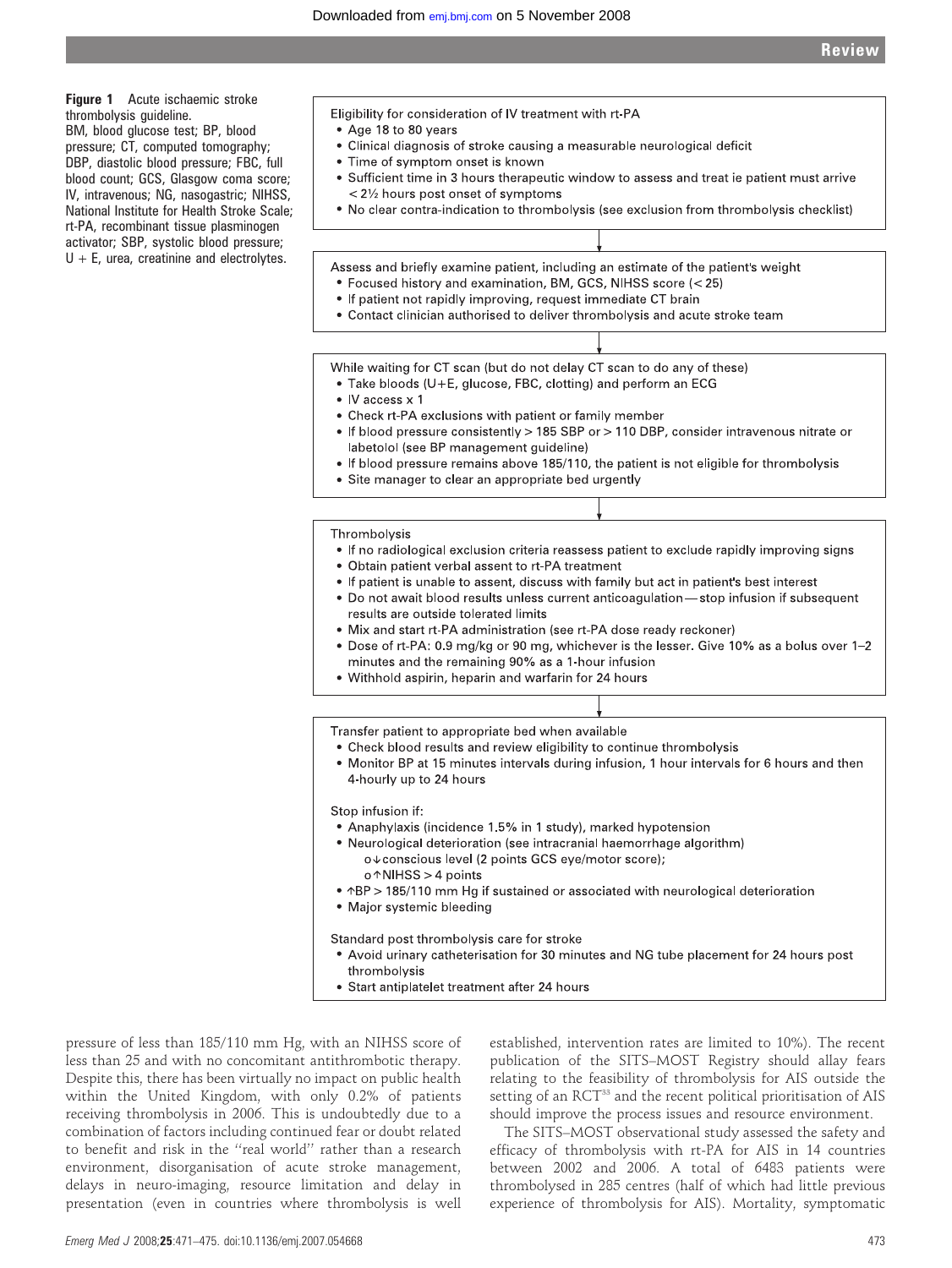**Figure 1** Acute ischaemic stroke thrombolysis guideline. BM, blood glucose test; BP, blood pressure; CT, computed tomography; DBP, diastolic blood pressure; FBC, full blood count; GCS, Glasgow coma score; IV, intravenous; NG, nasogastric; NIHSS, National Institute for Health Stroke Scale; rt-PA, recombinant tissue plasminogen activator; SBP, systolic blood pressure; U + E, urea, creatinine and electrolytes.

Eligibility for consideration of IV treatment with rt-PA
- Age 18 to 80 years
- Clinical diagnosis of stroke causing a measurable neurological deficit
- Time of symptom onset is known
- Sufficient time in 3 hours therapeutic window to assess and treat ie patient must arrive <2½ hours post onset of symptoms
- No clear contra-indication to thrombolysis (see exclusion from thrombolysis checklist)

↓

Assess and briefly examine patient, including an estimate of the patient's weight
- Focused history and examination, BM, GCS, NIHSS score (<25)
- If patient not rapidly improving, request immediate CT brain
- Contact clinician authorised to deliver thrombolysis and acute stroke team

↓

While waiting for CT scan (but do not delay CT scan to do any of these)
- Take bloods (U+E, glucose, FBC, clotting) and perform an ECG
- IV access x 1
- Check rt-PA exclusions with patient or family member
- If blood pressure consistently >185 SBP or >110 DBP, consider intravenous nitrate or labetolol (see BP management guideline)
- If blood pressure remains above 185/110, the patient is not eligible for thrombolysis
- Site manager to clear an appropriate bed urgently

↓

Thrombolysis
- If no radiological exclusion criteria reassess patient to exclude rapidly improving signs
- Obtain patient verbal assent to rt-PA treatment
- If patient is unable to assent, discuss with family but act in patient's best interest
- Do not await blood results unless current anticoagulation—stop infusion if subsequent results are outside tolerated limits
- Mix and start rt-PA administration (see rt-PA dose ready reckoner)
- Dose of rt-PA: 0.9 mg/kg or 90 mg, whichever is the lesser. Give 10% as a bolus over 1–2 minutes and the remaining 90% as a 1-hour infusion
- Withhold aspirin, heparin and warfarin for 24 hours

↓

Transfer patient to appropriate bed when available
- Check blood results and review eligibility to continue thrombolysis
- Monitor BP at 15 minutes intervals during infusion, 1 hour intervals for 6 hours and then 4-hourly up to 24 hours

Stop infusion if:
- Anaphylaxis (incidence 1.5% in 1 study), marked hypotension
- Neurological deterioration (see intracranial haemorrhage algorithm)
  - ↓conscious level (2 points GCS eye/motor score);
  - ↑NIHSS >4 points
- ↑BP >185/110 mm Hg if sustained or associated with neurological deterioration
- Major systemic bleeding

Standard post thrombolysis care for stroke
- Avoid urinary catheterisation for 30 minutes and NG tube placement for 24 hours post thrombolysis
- Start antiplatelet treatment after 24 hours

pressure of less than 185/110 mm Hg, with an NIHSS score of less than 25 and with no concomitant antithrombotic therapy. Despite this, there has been virtually no impact on public health within the United Kingdom, with only 0.2% of patients receiving thrombolysis in 2006. This is undoubtedly due to a combination of factors including continued fear or doubt related to benefit and risk in the "real world" rather than a research environment, disorganisation of acute stroke management, delays in neuro-imaging, resource limitation and delay in presentation (even in countries where thrombolysis is well established, intervention rates are limited to 10%). The recent publication of the SITS–MOST Registry should allay fears relating to the feasibility of thrombolysis for AIS outside the setting of an RCT[33] and the recent political prioritisation of AIS should improve the process issues and resource environment.

The SITS–MOST observational study assessed the safety and efficacy of thrombolysis with rt-PA for AIS in 14 countries between 2002 and 2006. A total of 6483 patients were thrombolysed in 285 centres (half of which had little previous experience of thrombolysis for AIS). Mortality, symptomatic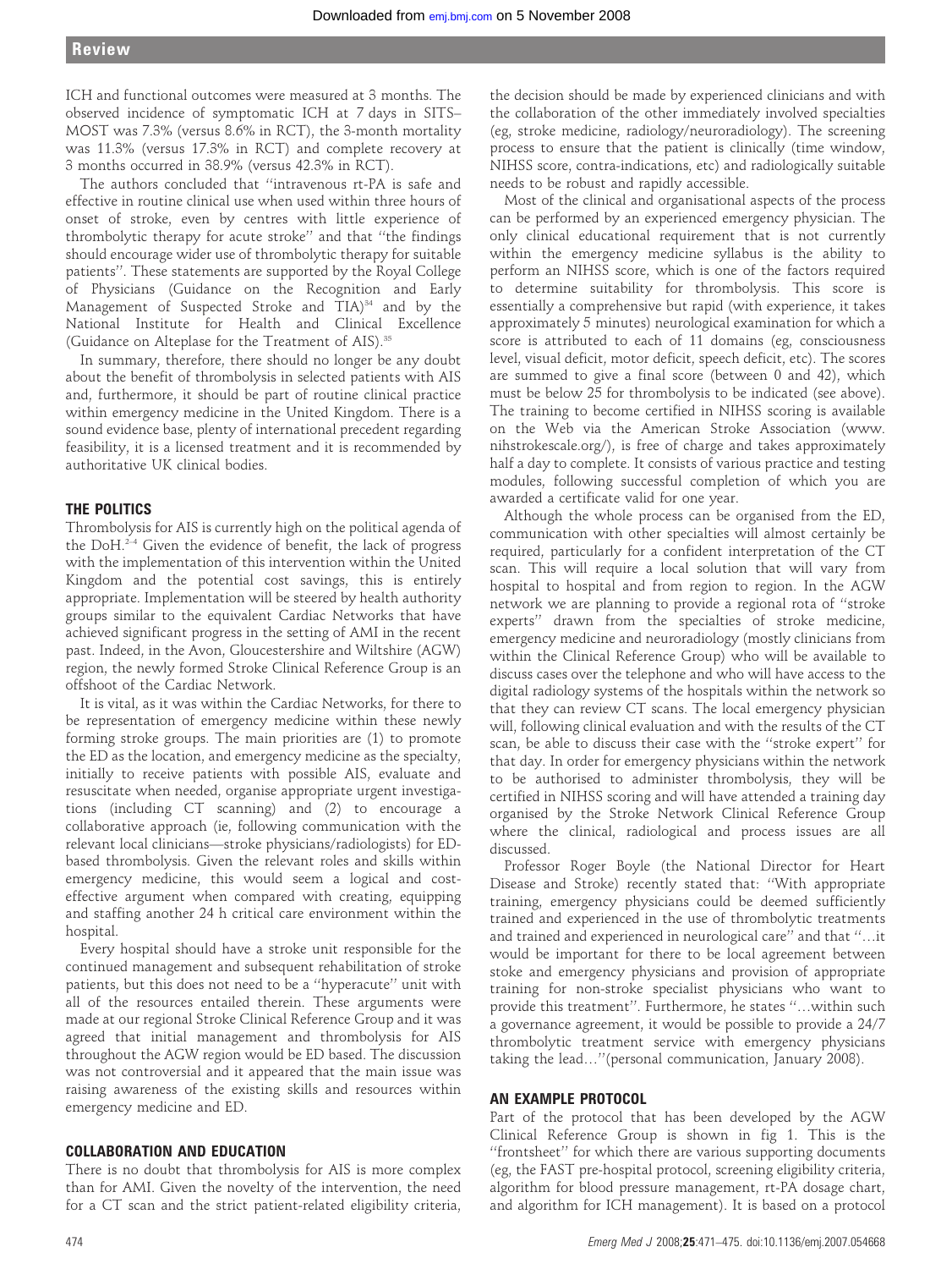ICH and functional outcomes were measured at 3 months. The observed incidence of symptomatic ICH at 7 days in SITS–MOST was 7.3% (versus 8.6% in RCT), the 3-month mortality was 11.3% (versus 17.3% in RCT) and complete recovery at 3 months occurred in 38.9% (versus 42.3% in RCT).

The authors concluded that "intravenous rt-PA is safe and effective in routine clinical use when used within three hours of onset of stroke, even by centres with little experience of thrombolytic therapy for acute stroke" and that "the findings should encourage wider use of thrombolytic therapy for suitable patients". These statements are supported by the Royal College of Physicians (Guidance on the Recognition and Early Management of Suspected Stroke and TIA)[34] and by the National Institute for Health and Clinical Excellence (Guidance on Alteplase for the Treatment of AIS).[35]

In summary, therefore, there should no longer be any doubt about the benefit of thrombolysis in selected patients with AIS and, furthermore, it should be part of routine clinical practice within emergency medicine in the United Kingdom. There is a sound evidence base, plenty of international precedent regarding feasibility, it is a licensed treatment and it is recommended by authoritative UK clinical bodies.

## THE POLITICS

Thrombolysis for AIS is currently high on the political agenda of the DoH.[2–4] Given the evidence of benefit, the lack of progress with the implementation of this intervention within the United Kingdom and the potential cost savings, this is entirely appropriate. Implementation will be steered by health authority groups similar to the equivalent Cardiac Networks that have achieved significant progress in the setting of AMI in the recent past. Indeed, in the Avon, Gloucestershire and Wiltshire (AGW) region, the newly formed Stroke Clinical Reference Group is an offshoot of the Cardiac Network.

It is vital, as it was within the Cardiac Networks, for there to be representation of emergency medicine within these newly forming stroke groups. The main priorities are (1) to promote the ED as the location, and emergency medicine as the specialty, initially to receive patients with possible AIS, evaluate and resuscitate when needed, organise appropriate urgent investigations (including CT scanning) and (2) to encourage a collaborative approach (ie, following communication with the relevant local clinicians—stroke physicians/radiologists) for ED-based thrombolysis. Given the relevant roles and skills within emergency medicine, this would seem a logical and cost-effective argument when compared with creating, equipping and staffing another 24 h critical care environment within the hospital.

Every hospital should have a stroke unit responsible for the continued management and subsequent rehabilitation of stroke patients, but this does not need to be a "hyperacute" unit with all of the resources entailed therein. These arguments were made at our regional Stroke Clinical Reference Group and it was agreed that initial management and thrombolysis for AIS throughout the AGW region would be ED based. The discussion was not controversial and it appeared that the main issue was raising awareness of the existing skills and resources within emergency medicine and ED.

## COLLABORATION AND EDUCATION

There is no doubt that thrombolysis for AIS is more complex than for AMI. Given the novelty of the intervention, the need for a CT scan and the strict patient-related eligibility criteria, the decision should be made by experienced clinicians and with the collaboration of the other immediately involved specialties (eg, stroke medicine, radiology/neuroradiology). The screening process to ensure that the patient is clinically (time window, NIHSS score, contra-indications, etc) and radiologically suitable needs to be robust and rapidly accessible.

Most of the clinical and organisational aspects of the process can be performed by an experienced emergency physician. The only clinical educational requirement that is not currently within the emergency medicine syllabus is the ability to perform an NIHSS score, which is one of the factors required to determine suitability for thrombolysis. This score is essentially a comprehensive but rapid (with experience, it takes approximately 5 minutes) neurological examination for which a score is attributed to each of 11 domains (eg, consciousness level, visual deficit, motor deficit, speech deficit, etc). The scores are summed to give a final score (between 0 and 42), which must be below 25 for thrombolysis to be indicated (see above). The training to become certified in NIHSS scoring is available on the Web via the American Stroke Association (www.nihstrokescale.org/), is free of charge and takes approximately half a day to complete. It consists of various practice and testing modules, following successful completion of which you are awarded a certificate valid for one year.

Although the whole process can be organised from the ED, communication with other specialties will almost certainly be required, particularly for a confident interpretation of the CT scan. This will require a local solution that will vary from hospital to hospital and from region to region. In the AGW network we are planning to provide a regional rota of "stroke experts" drawn from the specialties of stroke medicine, emergency medicine and neuroradiology (mostly clinicians from within the Clinical Reference Group) who will be available to discuss cases over the telephone and who will have access to the digital radiology systems of the hospitals within the network so that they can review CT scans. The local emergency physician will, following clinical evaluation and with the results of the CT scan, be able to discuss their case with the "stroke expert" for that day. In order for emergency physicians within the network to be authorised to administer thrombolysis, they will be certified in NIHSS scoring and will have attended a training day organised by the Stroke Network Clinical Reference Group where the clinical, radiological and process issues are all discussed.

Professor Roger Boyle (the National Director for Heart Disease and Stroke) recently stated that: "With appropriate training, emergency physicians could be deemed sufficiently trained and experienced in the use of thrombolytic treatments and trained and experienced in neurological care" and that "…it would be important for there to be local agreement between stoke and emergency physicians and provision of appropriate training for non-stroke specialist physicians who want to provide this treatment". Furthermore, he states "…within such a governance agreement, it would be possible to provide a 24/7 thrombolytic treatment service with emergency physicians taking the lead…"(personal communication, January 2008).

## AN EXAMPLE PROTOCOL

Part of the protocol that has been developed by the AGW Clinical Reference Group is shown in fig 1. This is the "frontsheet" for which there are various supporting documents (eg, the FAST pre-hospital protocol, screening eligibility criteria, algorithm for blood pressure management, rt-PA dosage chart, and algorithm for ICH management). It is based on a protocol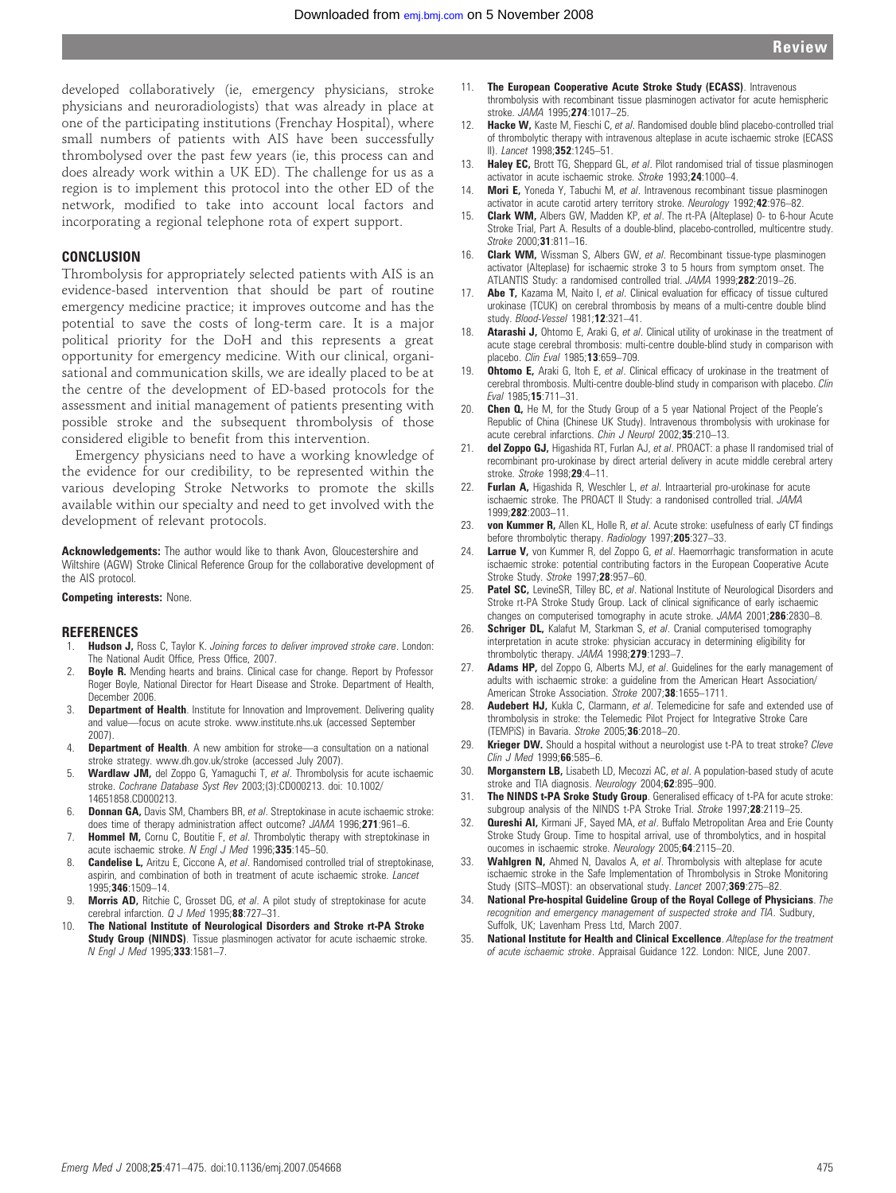developed collaboratively (ie, emergency physicians, stroke physicians and neuroradiologists) that was already in place at one of the participating institutions (Frenchay Hospital), where small numbers of patients with AIS have been successfully thrombolysed over the past few years (ie, this process can and does already work within a UK ED). The challenge for us as a region is to implement this protocol into the other ED of the network, modified to take into account local factors and incorporating a regional telephone rota of expert support.

## CONCLUSION

Thrombolysis for appropriately selected patients with AIS is an evidence-based intervention that should be part of routine emergency medicine practice; it improves outcome and has the potential to save the costs of long-term care. It is a major political priority for the DoH and this represents a great opportunity for emergency medicine. With our clinical, organisational and communication skills, we are ideally placed to be at the centre of the development of ED-based protocols for the assessment and initial management of patients presenting with possible stroke and the subsequent thrombolysis of those considered eligible to benefit from this intervention.

Emergency physicians need to have a working knowledge of the evidence for our credibility, to be represented within the various developing Stroke Networks to promote the skills available within our specialty and need to get involved with the development of relevant protocols.

**Acknowledgements:** The author would like to thank Avon, Gloucestershire and Wiltshire (AGW) Stroke Clinical Reference Group for the collaborative development of the AIS protocol.

**Competing interests:** None.

## REFERENCES

1. **Hudson J,** Ross C, Taylor K. *Joining forces to deliver improved stroke care*. London: The National Audit Office, Press Office, 2007.
2. **Boyle R.** Mending hearts and brains. Clinical case for change. Report by Professor Roger Boyle, National Director for Heart Disease and Stroke. Department of Health, December 2006.
3. **Department of Health**. Institute for Innovation and Improvement. Delivering quality and value—focus on acute stroke. www.institute.nhs.uk (accessed September 2007).
4. **Department of Health**. A new ambition for stroke—a consultation on a national stroke strategy. www.dh.gov.uk/stroke (accessed July 2007).
5. **Wardlaw JM,** del Zoppo G, Yamaguchi T, *et al*. Thrombolysis for acute ischaemic stroke. *Cochrane Database Syst Rev* 2003;(3):CD000213. doi: 10.1002/14651858.CD000213.
6. **Donnan GA,** Davis SM, Chambers BR, *et al*. Streptokinase in acute ischaemic stroke: does time of therapy administration affect outcome? *JAMA* 1996;**271**:961–6.
7. **Hommel M,** Cornu C, Boutitie F, *et al*. Thrombolytic therapy with streptokinase in acute ischaemic stroke. *N Engl J Med* 1996;**335**:145–50.
8. **Candelise L,** Aritzu E, Ciccone A, *et al*. Randomised controlled trial of streptokinase, aspirin, and combination of both in treatment of acute ischaemic stroke. *Lancet* 1995;**346**:1509–14.
9. **Morris AD,** Ritchie C, Grosset DG, *et al*. A pilot study of streptokinase for acute cerebral infarction. *Q J Med* 1995;**88**:727–31.
10. **The National Institute of Neurological Disorders and Stroke rt-PA Stroke Study Group (NINDS)**. Tissue plasminogen activator for acute ischaemic stroke. *N Engl J Med* 1995;**333**:1581–7.
11. **The European Cooperative Acute Stroke Study (ECASS)**. Intravenous thrombolysis with recombinant tissue plasminogen activator for acute hemispheric stroke. *JAMA* 1995;**274**:1017–25.
12. **Hacke W,** Kaste M, Fieschi C, *et al*. Randomised double blind placebo-controlled trial of thrombolytic therapy with intravenous alteplase in acute ischaemic stroke (ECASS II). *Lancet* 1998;**352**:1245–51.
13. **Haley EC,** Brott TG, Sheppard GL, *et al*. Pilot randomised trial of tissue plasminogen activator in acute ischaemic stroke. *Stroke* 1993;**24**:1000–4.
14. **Mori E,** Yoneda Y, Tabuchi M, *et al*. Intravenous recombinant tissue plasminogen activator in acute carotid artery territory stroke. *Neurology* 1992;**42**:976–82.
15. **Clark WM,** Albers GW, Madden KP, *et al*. The rt-PA (Alteplase) 0- to 6-hour Acute Stroke Trial, Part A. Results of a double-blind, placebo-controlled, multicentre study. *Stroke* 2000;**31**:811–16.
16. **Clark WM,** Wissman S, Albers GW, *et al*. Recombinant tissue-type plasminogen activator (Alteplase) for ischaemic stroke 3 to 5 hours from symptom onset. The ATLANTIS Study: a randomised controlled trial. *JAMA* 1999;**282**:2019–26.
17. **Abe T,** Kazama M, Naito I, *et al*. Clinical evaluation for efficacy of tissue cultured urokinase (TCUK) on cerebral thrombosis by means of a multi-centre double blind study. *Blood-Vessel* 1981;**12**:321–41.
18. **Atarashi J,** Ohtomo E, Araki G, *et al*. Clinical utility of urokinase in the treatment of acute stage cerebral thrombosis: multi-centre double-blind study in comparison with placebo. *Clin Eval* 1985;**13**:659–709.
19. **Ohtomo E,** Araki G, Itoh E, *et al*. Clinical efficacy of urokinase in the treatment of cerebral thrombosis. Multi-centre double-blind study in comparison with placebo. *Clin Eval* 1985;**15**:711–31.
20. **Chen Q,** He M, for the Study Group of a 5 year National Project of the People's Republic of China (Chinese UK Study). Intravenous thrombolysis with urokinase for acute cerebral infarctions. *Chin J Neurol* 2002;**35**:210–13.
21. **del Zoppo GJ,** Higashida RT, Furlan AJ, *et al*. PROACT: a phase II randomised trial of recombinant pro-urokinase by direct arterial delivery in acute middle cerebral artery stroke. *Stroke* 1998;**29**:4–11.
22. **Furlan A,** Higashida R, Weschler L, *et al*. Intraarterial pro-urokinase for acute ischaemic stroke. The PROACT II Study: a randonised controlled trial. *JAMA* 1999;**282**:2003–11.
23. **von Kummer R,** Allen KL, Holle R, *et al*. Acute stroke: usefulness of early CT findings before thrombolytic therapy. *Radiology* 1997;**205**:327–33.
24. **Larrue V,** von Kummer R, del Zoppo G, *et al*. Haemorrhagic transformation in acute ischaemic stroke: potential contributing factors in the European Cooperative Acute Stroke Study. *Stroke* 1997;**28**:957–60.
25. **Patel SC,** LevineSR, Tilley BC, *et al*. National Institute of Neurological Disorders and Stroke rt-PA Stroke Study Group. Lack of clinical significance of early ischaemic changes on computerised tomography in acute stroke. *JAMA* 2001;**286**:2830–8.
26. **Schriger DL,** Kalafut M, Starkman S, *et al*. Cranial computerised tomography interpretation in acute stroke: physician accuracy in determining eligibility for thrombolytic therapy. *JAMA* 1998;**279**:1293–7.
27. **Adams HP,** del Zoppo G, Alberts MJ, *et al*. Guidelines for the early management of adults with ischaemic stroke: a guideline from the American Heart Association/American Stroke Association. *Stroke* 2007;**38**:1655–1711.
28. **Audebert HJ,** Kukla C, Clarmann, *et al*. Telemedicine for safe and extended use of thrombolysis in stroke: the Telemedic Pilot Project for Integrative Stroke Care (TEMPiS) in Bavaria. *Stroke* 2005;**36**:2018–20.
29. **Krieger DW.** Should a hospital without a neurologist use t-PA to treat stroke? *Cleve Clin J Med* 1999;**66**:585–6.
30. **Morganstern LB,** Lisabeth LD, Mecozzi AC, *et al*. A population-based study of acute stroke and TIA diagnosis. *Neurology* 2004;**62**:895–900.
31. **The NINDS t-PA Sroke Study Group**. Generalised efficacy of t-PA for acute stroke: subgroup analysis of the NINDS t-PA Stroke Trial. *Stroke* 1997;**28**:2119–25.
32. **Qureshi AI,** Kirmani JF, Sayed MA, *et al*. Buffalo Metropolitan Area and Erie County Stroke Study Group. Time to hospital arrival, use of thrombolytics, and in hospital oucomes in ischaemic stroke. *Neurology* 2005;**64**:2115–20.
33. **Wahlgren N,** Ahmed N, Davalos A, *et al*. Thrombolysis with alteplase for acute ischaemic stroke in the Safe Implementation of Thrombolysis in Stroke Monitoring Study (SITS–MOST): an observational study. *Lancet* 2007;**369**:275–82.
34. **National Pre-hospital Guideline Group of the Royal College of Physicians**. *The recognition and emergency management of suspected stroke and TIA*. Sudbury, Suffolk, UK; Lavenham Press Ltd, March 2007.
35. **National Institute for Health and Clinical Excellence**. *Alteplase for the treatment of acute ischaemic stroke*. Appraisal Guidance 122. London: NICE, June 2007.